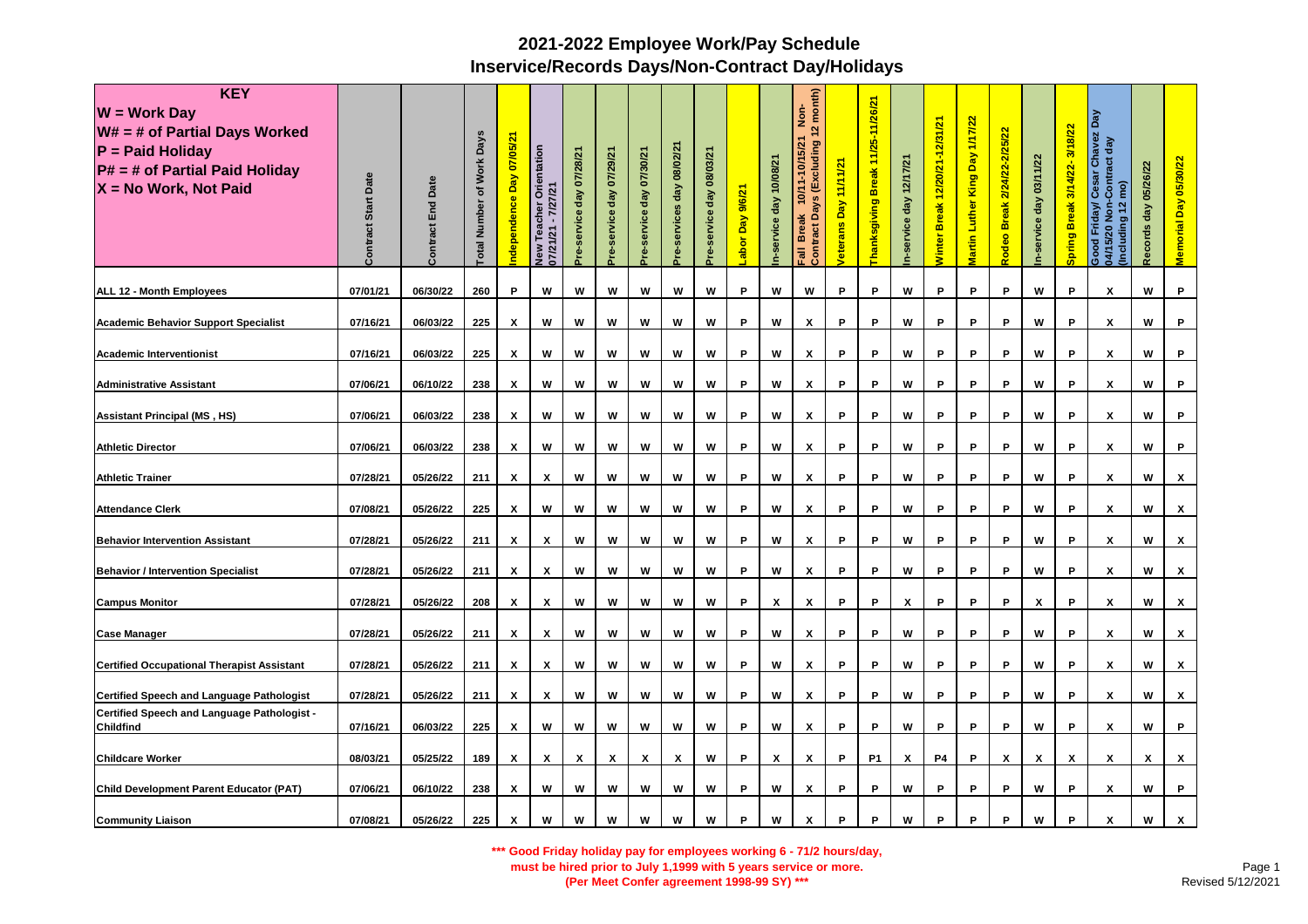# 2021-2022 Employee Work/Pay Schedule

## Inservice/Records Days/Non-Contract Day/Holidays

**KEY**
**W = Work Day**
**W# = # of Partial Days Worked**
**P = Paid Holiday**
**P# = # of Partial Paid Holiday**
**X = No Work, Not Paid**

| | Contract Start Date | Contract End Date | Total Number of Work Days | Independence Day 07/05/21 | New Teacher Orientation 07/21/21 - 7/27/21 | Pre-service day 07/28/21 | Pre-service day 07/29/21 | Pre-service day 07/30/21 | Pre-services day 08/02/21 | Pre-service day 08/03/21 | Labor Day 9/6/21 | In-service day 10/08/21 | Fall Break 10/11-10/15/21 Non-Contract Days (Excluding 12 month) | Veterans Day 11/11/21 | Thanksgiving Break 11/25-11/26/21 | In-service day 12/17/21 | Winter Break 12/20/21-12/31/21 | Martin Luther King Day 1/17/22 | Rodeo Break 2/24/22-2/25/22 | In-service day 03/11/22 | Spring Break 3/14/22- 3/18/22 | Good Friday/ Cesar Chavez Day 04/15/20 Non-Contract day (Including 12 mo) | Records day 05/26/22 | Memorial Day 05/30/22 |
|---|---|---|---|---|---|---|---|---|---|---|---|---|---|---|---|---|---|---|---|---|---|---|---|---|
| **ALL 12 - Month Employees** | 07/01/21 | 06/30/22 | 260 | P | W | W | W | W | W | W | P | W | W | P | P | W | P | P | P | W | P | X | W | P |
| **Academic Behavior Support Specialist** | 07/16/21 | 06/03/22 | 225 | X | W | W | W | W | W | W | P | W | X | P | P | W | P | P | P | W | P | X | W | P |
| **Academic Interventionist** | 07/16/21 | 06/03/22 | 225 | X | W | W | W | W | W | W | P | W | X | P | P | W | P | P | P | W | P | X | W | P |
| **Administrative Assistant** | 07/06/21 | 06/10/22 | 238 | X | W | W | W | W | W | W | P | W | X | P | P | W | P | P | P | W | P | X | W | P |
| **Assistant Principal (MS , HS)** | 07/06/21 | 06/03/22 | 238 | X | W | W | W | W | W | W | P | W | X | P | P | W | P | P | P | W | P | X | W | P |
| **Athletic Director** | 07/06/21 | 06/03/22 | 238 | X | W | W | W | W | W | W | P | W | X | P | P | W | P | P | P | W | P | X | W | P |
| **Athletic Trainer** | 07/28/21 | 05/26/22 | 211 | X | X | W | W | W | W | W | P | W | X | P | P | W | P | P | P | W | P | X | W | X |
| **Attendance Clerk** | 07/08/21 | 05/26/22 | 225 | X | W | W | W | W | W | W | P | W | X | P | P | W | P | P | P | W | P | X | W | X |
| **Behavior Intervention Assistant** | 07/28/21 | 05/26/22 | 211 | X | X | W | W | W | W | W | P | W | X | P | P | W | P | P | P | W | P | X | W | X |
| **Behavior / Intervention Specialist** | 07/28/21 | 05/26/22 | 211 | X | X | W | W | W | W | W | P | W | X | P | P | W | P | P | P | W | P | X | W | X |
| **Campus Monitor** | 07/28/21 | 05/26/22 | 208 | X | X | W | W | W | W | W | P | X | X | P | P | X | P | P | P | X | P | X | W | X |
| **Case Manager** | 07/28/21 | 05/26/22 | 211 | X | X | W | W | W | W | W | P | W | X | P | P | W | P | P | P | W | P | X | W | X |
| **Certified Occupational Therapist Assistant** | 07/28/21 | 05/26/22 | 211 | X | X | W | W | W | W | W | P | W | X | P | P | W | P | P | P | W | P | X | W | X |
| **Certified Speech and Language Pathologist** | 07/28/21 | 05/26/22 | 211 | X | X | W | W | W | W | W | P | W | X | P | P | W | P | P | P | W | P | X | W | X |
| **Certified Speech and Language Pathologist - Childfind** | 07/16/21 | 06/03/22 | 225 | X | W | W | W | W | W | W | P | W | X | P | P | W | P | P | P | W | P | X | W | P |
| **Childcare Worker** | 08/03/21 | 05/25/22 | 189 | X | X | X | X | X | X | W | P | X | X | P | P1 | X | P4 | P | X | X | X | X | X | X |
| **Child Development Parent Educator (PAT)** | 07/06/21 | 06/10/22 | 238 | X | W | W | W | W | W | W | P | W | X | P | P | W | P | P | P | W | P | X | W | P |
| **Community Liaison** | 07/08/21 | 05/26/22 | 225 | X | W | W | W | W | W | W | P | W | X | P | P | W | P | P | P | W | P | X | W | X |

**\*\*\* Good Friday holiday pay for employees working 6 - 71/2 hours/day,**
**must be hired prior to July 1,1999 with 5 years service or more.**
**(Per Meet Confer agreement 1998-99 SY) \*\*\***

Revised 5/12/2021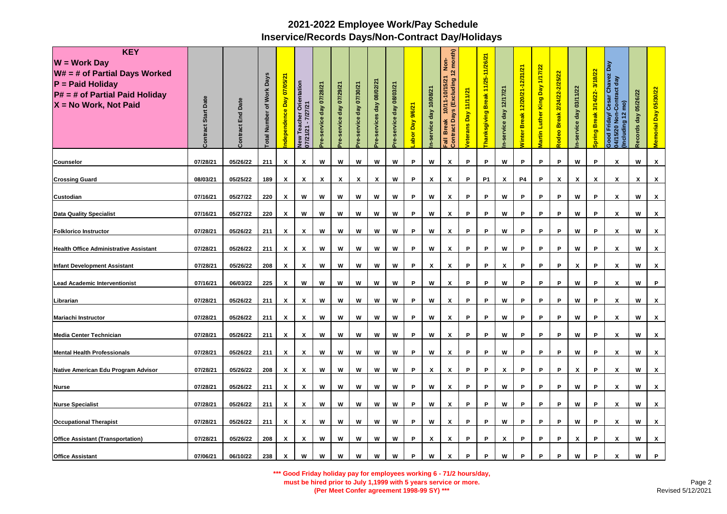# 2021-2022 Employee Work/Pay Schedule

## Inservice/Records Days/Non-Contract Day/Holidays

| KEY<br>W = Work Day<br>W# = # of Partial Days Worked<br>P = Paid Holiday<br>P# = # of Partial Paid Holiday<br>X = No Work, Not Paid | Contract Start Date | Contract End Date | Total Number of Work Days | Independence Day 07/05/21 | New Teacher Orientation 07/21/21 - 7/27/21 | Pre-service day 07/28/21 | Pre-service day 07/29/21 | Pre-service day 07/30/21 | Pre-services day 08/02/21 | Pre-service day 08/03/21 | Labor Day 9/6/21 | In-service day 10/08/21 | Fall Break 10/11-10/15/21 Non-Contract Days (Excluding 12 month) | Veterans Day 11/11/21 | Thanksgiving Break 11/25-11/26/21 | In-service day 12/17/21 | Winter Break 12/20/21-12/31/21 | Martin Luther King Day 1/17/22 | Rodeo Break 2/24/22-2/25/22 | In-service day 03/11/22 | Spring Break 3/14/22- 3/18/22 | Good Friday/ Cesar Chavez Day 04/15/20 Non-Contract day (Including 12 mo) | Records day 05/26/22 | Memorial Day 05/30/22 |
|---|---|---|---|---|---|---|---|---|---|---|---|---|---|---|---|---|---|---|---|---|---|---|---|---|
| Counselor | 07/28/21 | 05/26/22 | 211 | X | X | W | W | W | W | W | P | W | X | P | P | W | P | P | P | W | P | X | W | X |
| Crossing Guard | 08/03/21 | 05/25/22 | 189 | X | X | X | X | X | X | W | P | X | X | P | P1 | X | P4 | P | X | X | X | X | X | X |
| Custodian | 07/16/21 | 05/27/22 | 220 | X | W | W | W | W | W | W | P | W | X | P | P | W | P | P | P | W | P | X | W | X |
| Data Quality Specialist | 07/16/21 | 05/27/22 | 220 | X | W | W | W | W | W | W | P | W | X | P | P | W | P | P | P | W | P | X | W | X |
| Folklorico Instructor | 07/28/21 | 05/26/22 | 211 | X | X | W | W | W | W | W | P | W | X | P | P | W | P | P | P | W | P | X | W | X |
| Health Office Administrative Assistant | 07/28/21 | 05/26/22 | 211 | X | X | W | W | W | W | W | P | W | X | P | P | W | P | P | P | W | P | X | W | X |
| Infant Development Assistant | 07/28/21 | 05/26/22 | 208 | X | X | W | W | W | W | W | P | X | X | P | P | X | P | P | P | X | P | X | W | X |
| Lead Academic Interventionist | 07/16/21 | 06/03/22 | 225 | X | W | W | W | W | W | W | P | W | X | P | P | W | P | P | P | W | P | X | W | P |
| Librarian | 07/28/21 | 05/26/22 | 211 | X | X | W | W | W | W | W | P | W | X | P | P | W | P | P | P | W | P | X | W | X |
| Mariachi Instructor | 07/28/21 | 05/26/22 | 211 | X | X | W | W | W | W | W | P | W | X | P | P | W | P | P | P | W | P | X | W | X |
| Media Center Technician | 07/28/21 | 05/26/22 | 211 | X | X | W | W | W | W | W | P | W | X | P | P | W | P | P | P | W | P | X | W | X |
| Mental Health Professionals | 07/28/21 | 05/26/22 | 211 | X | X | W | W | W | W | W | P | W | X | P | P | W | P | P | P | W | P | X | W | X |
| Native American Edu Program Advisor | 07/28/21 | 05/26/22 | 208 | X | X | W | W | W | W | W | P | X | X | P | P | X | P | P | P | X | P | X | W | X |
| Nurse | 07/28/21 | 05/26/22 | 211 | X | X | W | W | W | W | W | P | W | X | P | P | W | P | P | P | W | P | X | W | X |
| Nurse Specialist | 07/28/21 | 05/26/22 | 211 | X | X | W | W | W | W | W | P | W | X | P | P | W | P | P | P | W | P | X | W | X |
| Occupational Therapist | 07/28/21 | 05/26/22 | 211 | X | X | W | W | W | W | W | P | W | X | P | P | W | P | P | P | W | P | X | W | X |
| Office Assistant (Transportation) | 07/28/21 | 05/26/22 | 208 | X | X | W | W | W | W | W | P | X | X | P | P | X | P | P | P | X | P | X | W | X |
| Office Assistant | 07/06/21 | 06/10/22 | 238 | X | W | W | W | W | W | W | P | W | X | P | P | W | P | P | P | W | P | X | W | P |

**\*\*\* Good Friday holiday pay for employees working 6 - 71/2 hours/day, must be hired prior to July 1,1999 with 5 years service or more. (Per Meet Confer agreement 1998-99 SY) \*\*\***

Revised 5/12/2021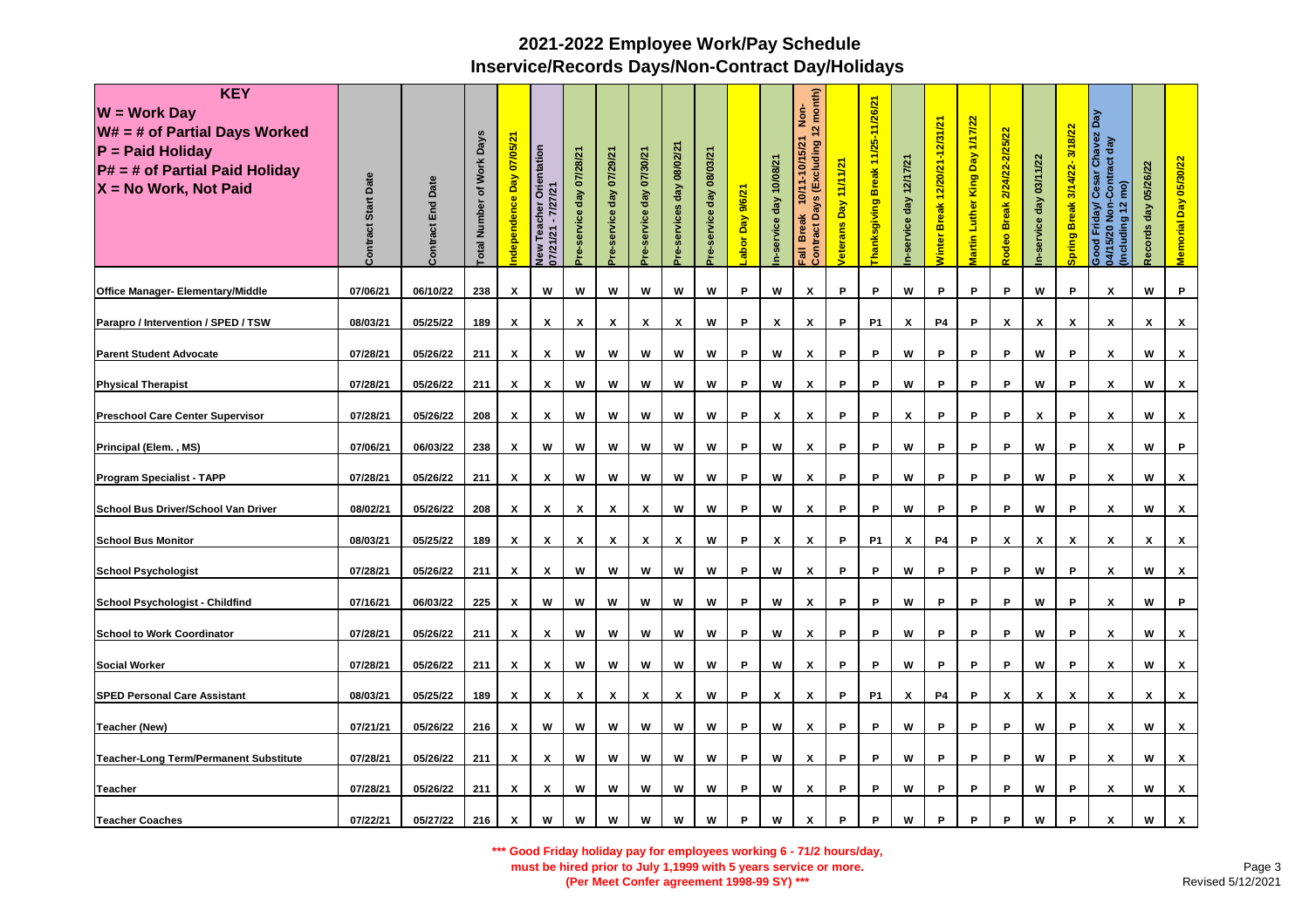# 2021-2022 Employee Work/Pay Schedule
## Inservice/Records Days/Non-Contract Day/Holidays

| KEY<br>W = Work Day<br>W# = # of Partial Days Worked<br>P = Paid Holiday<br>P# = # of Partial Paid Holiday<br>X = No Work, Not Paid | Contract Start Date | Contract End Date | Total Number of Work Days | Independence Day 07/05/21 | New Teacher Orientation 07/21/21 - 7/27/21 | Pre-service day 07/28/21 | Pre-service day 07/29/21 | Pre-service day 07/30/21 | Pre-services day 08/02/21 | Pre-service day 08/03/21 | Labor Day 9/6/21 | In-service day 10/08/21 | Fall Break 10/11-10/15/21 Non-Contract Days (Excluding 12 month) | Veterans Day 11/11/21 | Thanksgiving Break 11/25-11/26/21 | In-service day 12/17/21 | Winter Break 12/20/21-12/31/21 | Martin Luther King Day 1/17/22 | Rodeo Break 2/24/22-2/25/22 | In-service day 03/11/22 | Spring Break 3/14/22- 3/18/22 | Good Friday/ Cesar Chavez Day 04/15/20 Non-Contract day (Including 12 mo) | Records day 05/26/22 | Memorial Day 05/30/22 |
|---|---|---|---|---|---|---|---|---|---|---|---|---|---|---|---|---|---|---|---|---|---|---|---|---|
| Office Manager- Elementary/Middle | 07/06/21 | 06/10/22 | 238 | X | W | W | W | W | W | W | P | W | X | P | P | W | P | P | P | W | P | X | W | P |
| Parapro / Intervention / SPED / TSW | 08/03/21 | 05/25/22 | 189 | X | X | X | X | X | X | W | P | X | X | P | P1 | X | P4 | P | X | X | X | X | X | X |
| Parent Student Advocate | 07/28/21 | 05/26/22 | 211 | X | X | W | W | W | W | W | P | W | X | P | P | W | P | P | P | W | P | X | W | X |
| Physical Therapist | 07/28/21 | 05/26/22 | 211 | X | X | W | W | W | W | W | P | W | X | P | P | W | P | P | P | W | P | X | W | X |
| Preschool Care Center Supervisor | 07/28/21 | 05/26/22 | 208 | X | X | W | W | W | W | W | P | X | X | P | P | X | P | P | P | X | P | X | W | X |
| Principal (Elem. , MS) | 07/06/21 | 06/03/22 | 238 | X | W | W | W | W | W | W | P | W | X | P | P | W | P | P | P | W | P | X | W | P |
| Program Specialist - TAPP | 07/28/21 | 05/26/22 | 211 | X | X | W | W | W | W | W | P | W | X | P | P | W | P | P | P | W | P | X | W | X |
| School Bus Driver/School Van Driver | 08/02/21 | 05/26/22 | 208 | X | X | X | X | X | W | W | P | W | X | P | P | W | P | P | P | W | P | X | W | X |
| School Bus Monitor | 08/03/21 | 05/25/22 | 189 | X | X | X | X | X | X | W | P | X | X | P | P1 | X | P4 | P | X | X | X | X | X | X |
| School Psychologist | 07/28/21 | 05/26/22 | 211 | X | X | W | W | W | W | W | P | W | X | P | P | W | P | P | P | W | P | X | W | X |
| School Psychologist - Childfind | 07/16/21 | 06/03/22 | 225 | X | W | W | W | W | W | W | P | W | X | P | P | W | P | P | P | W | P | X | W | P |
| School to Work Coordinator | 07/28/21 | 05/26/22 | 211 | X | X | W | W | W | W | W | P | W | X | P | P | W | P | P | P | W | P | X | W | X |
| Social Worker | 07/28/21 | 05/26/22 | 211 | X | X | W | W | W | W | W | P | W | X | P | P | W | P | P | P | W | P | X | W | X |
| SPED Personal Care Assistant | 08/03/21 | 05/25/22 | 189 | X | X | X | X | X | X | W | P | X | X | P | P1 | X | P4 | P | X | X | X | X | X | X |
| Teacher (New) | 07/21/21 | 05/26/22 | 216 | X | W | W | W | W | W | W | P | W | X | P | P | W | P | P | P | W | P | X | W | X |
| Teacher-Long Term/Permanent Substitute | 07/28/21 | 05/26/22 | 211 | X | X | W | W | W | W | W | P | W | X | P | P | W | P | P | P | W | P | X | W | X |
| Teacher | 07/28/21 | 05/26/22 | 211 | X | X | W | W | W | W | W | P | W | X | P | P | W | P | P | P | W | P | X | W | X |
| Teacher Coaches | 07/22/21 | 05/27/22 | 216 | X | W | W | W | W | W | W | P | W | X | P | P | W | P | P | P | W | P | X | W | X |

**\*\*\* Good Friday holiday pay for employees working 6 - 71/2 hours/day, must be hired prior to July 1,1999 with 5 years service or more. (Per Meet Confer agreement 1998-99 SY) \*\*\***

Revised 5/12/2021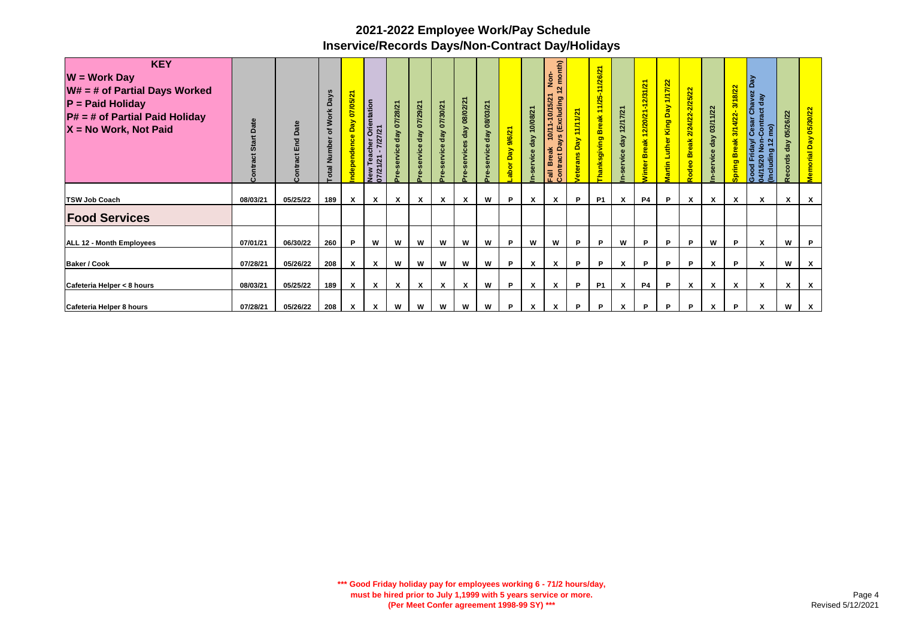# 2021-2022 Employee Work/Pay Schedule

## Inservice/Records Days/Non-Contract Day/Holidays

| KEY<br>W = Work Day<br>W# = # of Partial Days Worked<br>P = Paid Holiday<br>P# = # of Partial Paid Holiday<br>X = No Work, Not Paid | Contract Start Date | Contract End Date | Total Number of Work Days | Independence Day 07/05/21 | New Teacher Orientation 07/21/21 - 7/27/21 | Pre-service day 07/28/21 | Pre-service day 07/29/21 | Pre-service day 07/30/21 | Pre-services day 08/02/21 | Pre-service day 08/03/21 | Labor Day 9/6/21 | In-service day 10/08/21 | Fall Break 10/11-10/15/21 Non-Contract Days (Excluding 12 month) | Veterans Day 11/11/21 | Thanksgiving Break 11/25-11/26/21 | In-service day 12/17/21 | Winter Break 12/20/21-12/31/21 | Martin Luther King Day 1/17/22 | Rodeo Break 2/24/22-2/25/22 | In-service day 03/11/22 | Spring Break 3/14/22- 3/18/22 | Good Friday/ Cesar Chavez Day 04/15/20 Non-Contract day (Including 12 mo) | Records day 05/26/22 | Memorial Day 05/30/22 |
|---|---|---|---|---|---|---|---|---|---|---|---|---|---|---|---|---|---|---|---|---|---|---|---|---|
| **TSW Job Coach** | 08/03/21 | 05/25/22 | 189 | X | X | X | X | X | X | W | P | X | X | P | P1 | X | P4 | P | X | X | X | X | X | X |
| **Food Services** | | | | | | | | | | | | | | | | | | | | | | | | |
| **ALL 12 - Month Employees** | 07/01/21 | 06/30/22 | 260 | P | W | W | W | W | W | W | P | W | W | P | P | W | P | P | P | W | P | X | W | P |
| **Baker / Cook** | 07/28/21 | 05/26/22 | 208 | X | X | W | W | W | W | W | P | X | X | P | P | X | P | P | P | X | P | X | W | X |
| **Cafeteria Helper < 8 hours** | 08/03/21 | 05/25/22 | 189 | X | X | X | X | X | X | W | P | X | X | P | P1 | X | P4 | P | X | X | X | X | X | X |
| **Cafeteria Helper 8 hours** | 07/28/21 | 05/26/22 | 208 | X | X | W | W | W | W | W | P | X | X | P | P | X | P | P | P | X | P | X | W | X |

**\*\*\* Good Friday holiday pay for employees working 6 - 71/2 hours/day, must be hired prior to July 1,1999 with 5 years service or more. (Per Meet Confer agreement 1998-99 SY) \*\*\***

Revised 5/12/2021